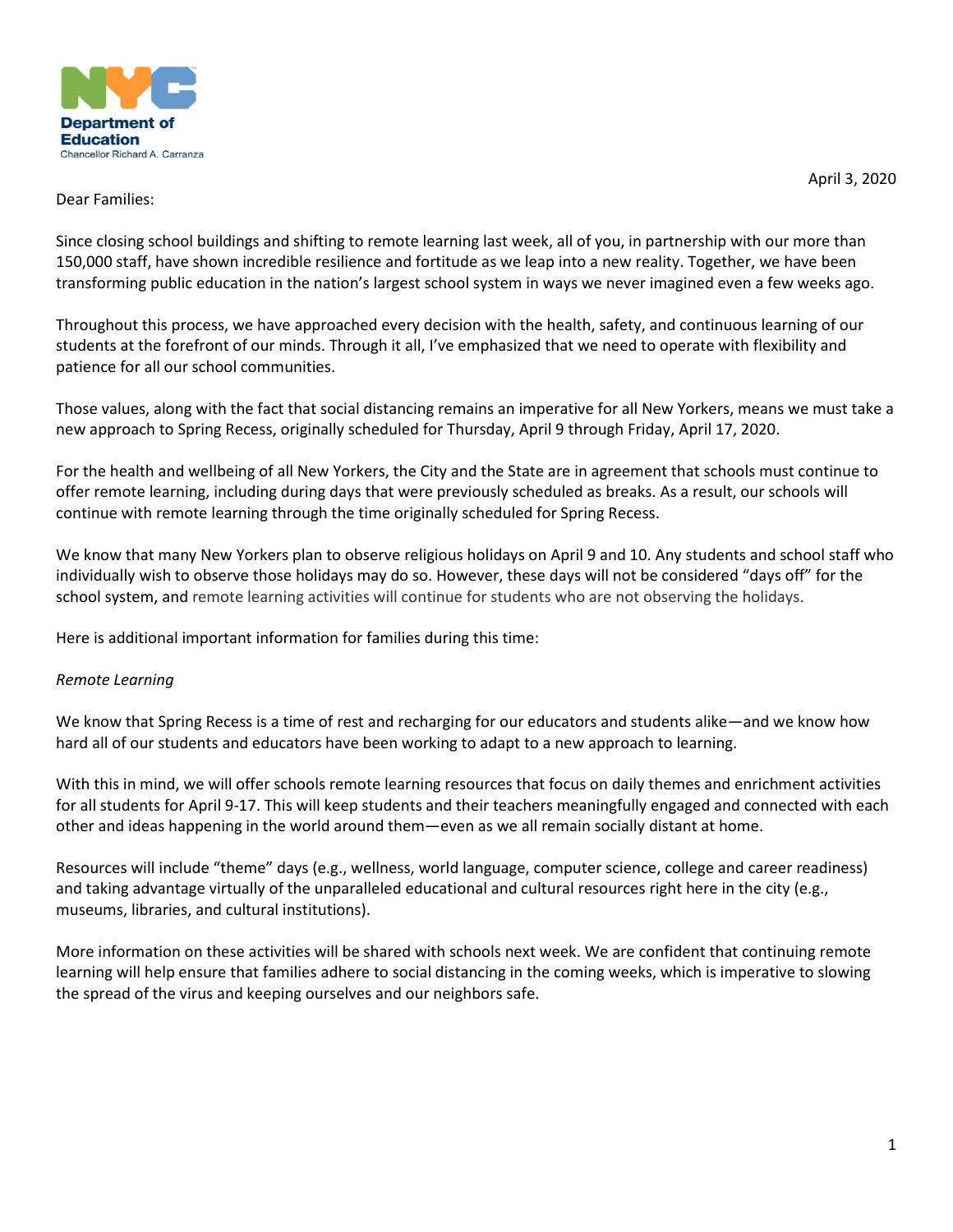NYC Department of Education
Chancellor Richard A. Carranza

April 3, 2020

Dear Families:

Since closing school buildings and shifting to remote learning last week, all of you, in partnership with our more than 150,000 staff, have shown incredible resilience and fortitude as we leap into a new reality. Together, we have been transforming public education in the nation's largest school system in ways we never imagined even a few weeks ago.

Throughout this process, we have approached every decision with the health, safety, and continuous learning of our students at the forefront of our minds. Through it all, I've emphasized that we need to operate with flexibility and patience for all our school communities.

Those values, along with the fact that social distancing remains an imperative for all New Yorkers, means we must take a new approach to Spring Recess, originally scheduled for Thursday, April 9 through Friday, April 17, 2020.

For the health and wellbeing of all New Yorkers, the City and the State are in agreement that schools must continue to offer remote learning, including during days that were previously scheduled as breaks. As a result, our schools will continue with remote learning through the time originally scheduled for Spring Recess.

We know that many New Yorkers plan to observe religious holidays on April 9 and 10. Any students and school staff who individually wish to observe those holidays may do so. However, these days will not be considered "days off" for the school system, and remote learning activities will continue for students who are not observing the holidays.

Here is additional important information for families during this time:

*Remote Learning*

We know that Spring Recess is a time of rest and recharging for our educators and students alike—and we know how hard all of our students and educators have been working to adapt to a new approach to learning.

With this in mind, we will offer schools remote learning resources that focus on daily themes and enrichment activities for all students for April 9-17. This will keep students and their teachers meaningfully engaged and connected with each other and ideas happening in the world around them—even as we all remain socially distant at home.

Resources will include "theme" days (e.g., wellness, world language, computer science, college and career readiness) and taking advantage virtually of the unparalleled educational and cultural resources right here in the city (e.g., museums, libraries, and cultural institutions).

More information on these activities will be shared with schools next week. We are confident that continuing remote learning will help ensure that families adhere to social distancing in the coming weeks, which is imperative to slowing the spread of the virus and keeping ourselves and our neighbors safe.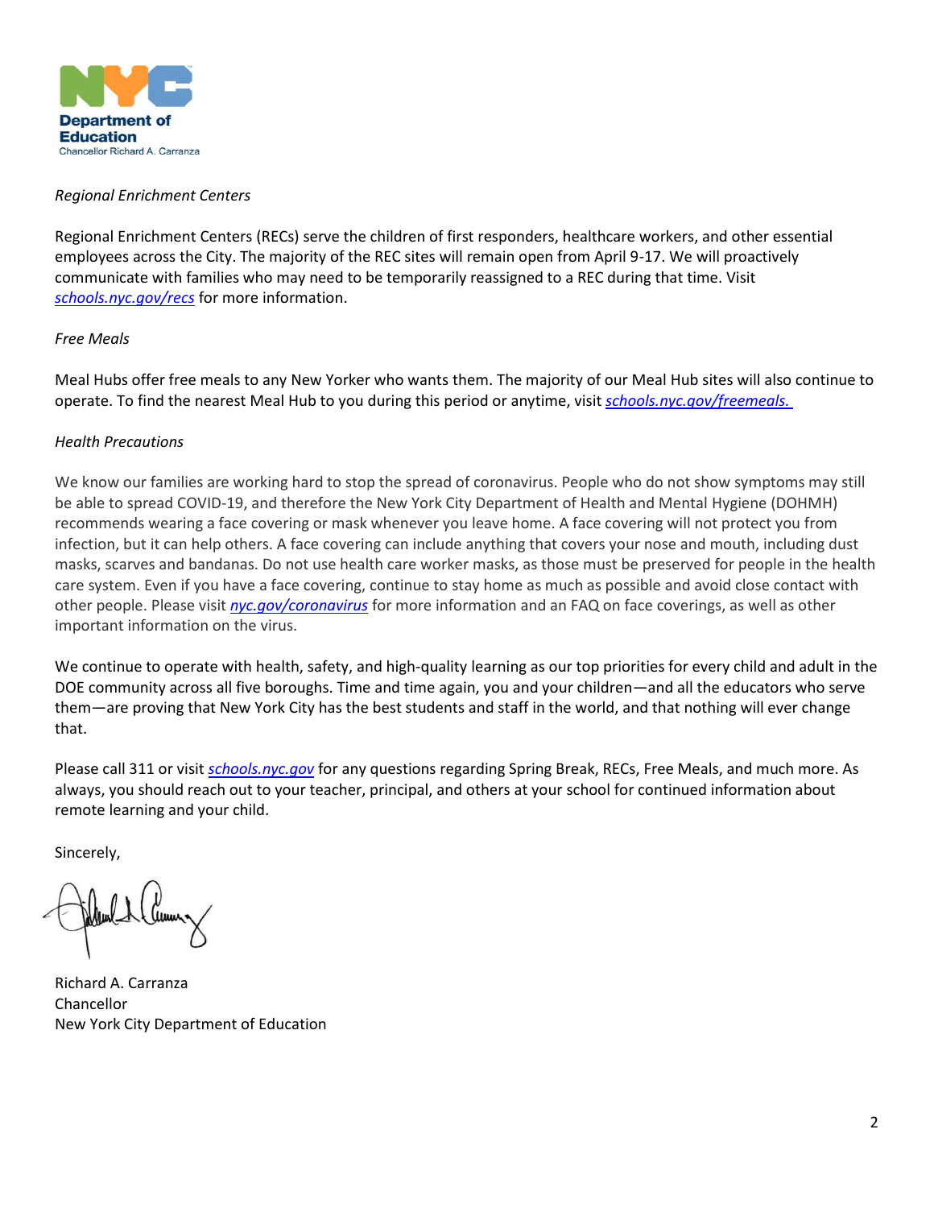**Department of Education**
Chancellor Richard A. Carranza

*Regional Enrichment Centers*

Regional Enrichment Centers (RECs) serve the children of first responders, healthcare workers, and other essential employees across the City. The majority of the REC sites will remain open from April 9-17. We will proactively communicate with families who may need to be temporarily reassigned to a REC during that time. Visit *schools.nyc.gov/recs* for more information.

*Free Meals*

Meal Hubs offer free meals to any New Yorker who wants them. The majority of our Meal Hub sites will also continue to operate. To find the nearest Meal Hub to you during this period or anytime, visit *schools.nyc.gov/freemeals.*

*Health Precautions*

We know our families are working hard to stop the spread of coronavirus. People who do not show symptoms may still be able to spread COVID-19, and therefore the New York City Department of Health and Mental Hygiene (DOHMH) recommends wearing a face covering or mask whenever you leave home. A face covering will not protect you from infection, but it can help others. A face covering can include anything that covers your nose and mouth, including dust masks, scarves and bandanas. Do not use health care worker masks, as those must be preserved for people in the health care system. Even if you have a face covering, continue to stay home as much as possible and avoid close contact with other people. Please visit *nyc.gov/coronavirus* for more information and an FAQ on face coverings, as well as other important information on the virus.

We continue to operate with health, safety, and high-quality learning as our top priorities for every child and adult in the DOE community across all five boroughs. Time and time again, you and your children—and all the educators who serve them—are proving that New York City has the best students and staff in the world, and that nothing will ever change that.

Please call 311 or visit *schools.nyc.gov* for any questions regarding Spring Break, RECs, Free Meals, and much more. As always, you should reach out to your teacher, principal, and others at your school for continued information about remote learning and your child.

Sincerely,

Richard A. Carranza
Chancellor
New York City Department of Education